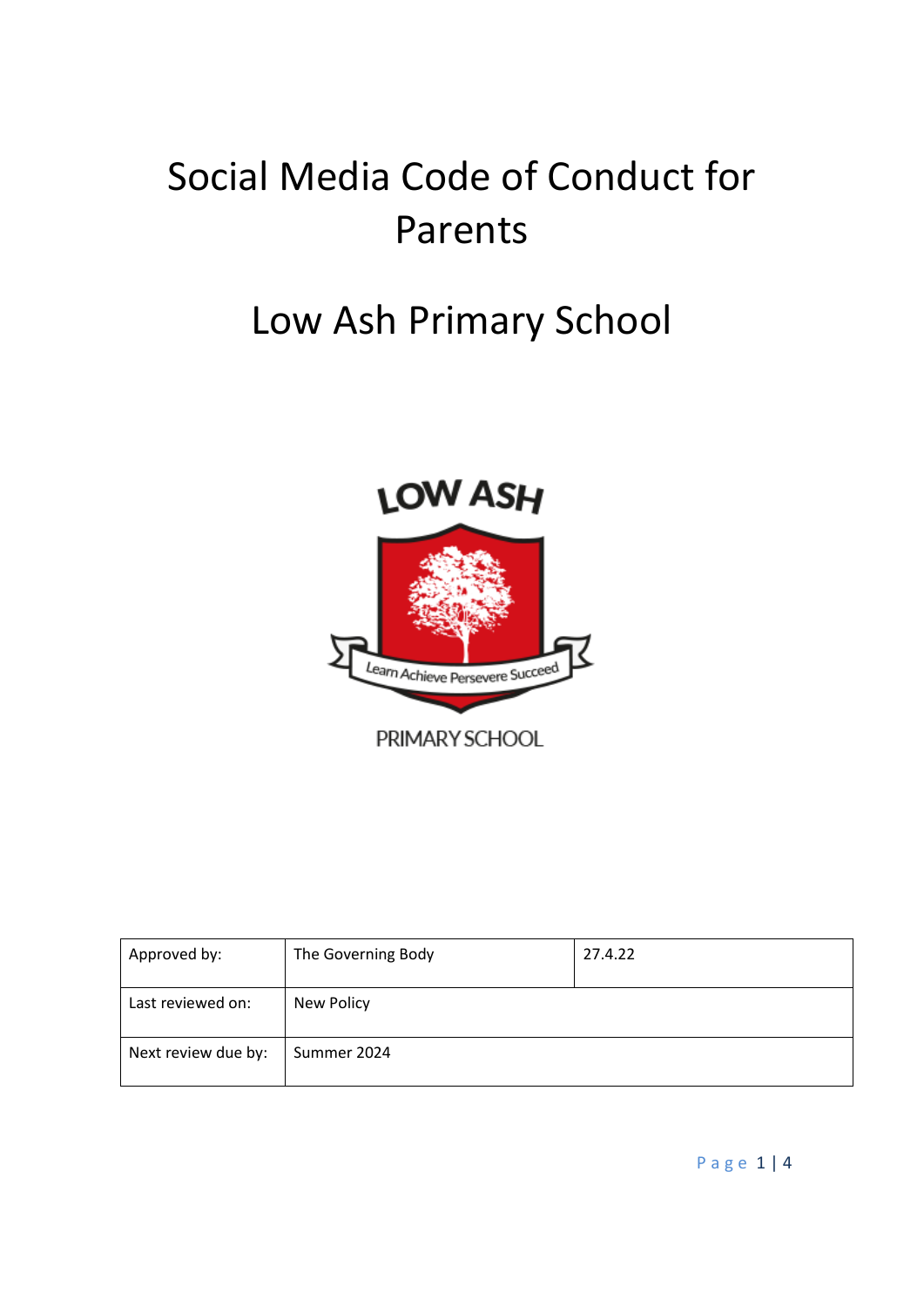# Social Media Code of Conduct for Parents

# Low Ash Primary School

| Approved by: | The Governing Body | 27.4.22 |
|---|---|---|
| Last reviewed on: | New Policy | |
| Next review due by: | Summer 2024 | |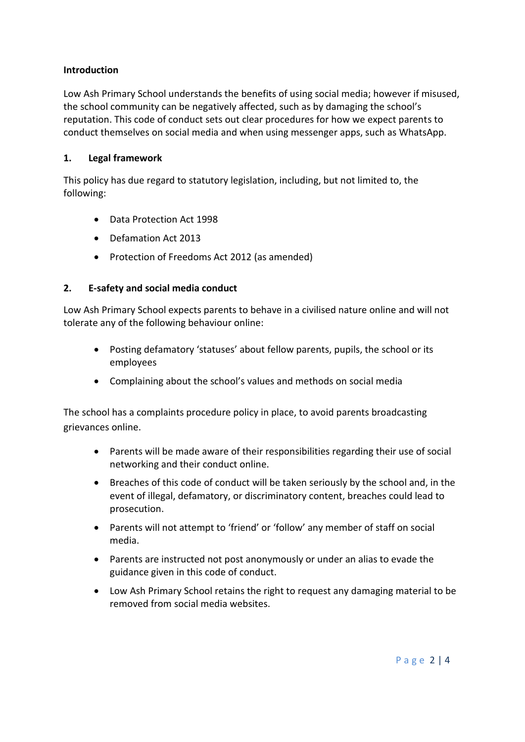**Introduction**

Low Ash Primary School understands the benefits of using social media; however if misused, the school community can be negatively affected, such as by damaging the school's reputation. This code of conduct sets out clear procedures for how we expect parents to conduct themselves on social media and when using messenger apps, such as WhatsApp.

## 1. Legal framework

This policy has due regard to statutory legislation, including, but not limited to, the following:

- Data Protection Act 1998
- Defamation Act 2013
- Protection of Freedoms Act 2012 (as amended)

## 2. E-safety and social media conduct

Low Ash Primary School expects parents to behave in a civilised nature online and will not tolerate any of the following behaviour online:

- Posting defamatory 'statuses' about fellow parents, pupils, the school or its employees
- Complaining about the school's values and methods on social media

The school has a complaints procedure policy in place, to avoid parents broadcasting grievances online.

- Parents will be made aware of their responsibilities regarding their use of social networking and their conduct online.
- Breaches of this code of conduct will be taken seriously by the school and, in the event of illegal, defamatory, or discriminatory content, breaches could lead to prosecution.
- Parents will not attempt to 'friend' or 'follow' any member of staff on social media.
- Parents are instructed not post anonymously or under an alias to evade the guidance given in this code of conduct.
- Low Ash Primary School retains the right to request any damaging material to be removed from social media websites.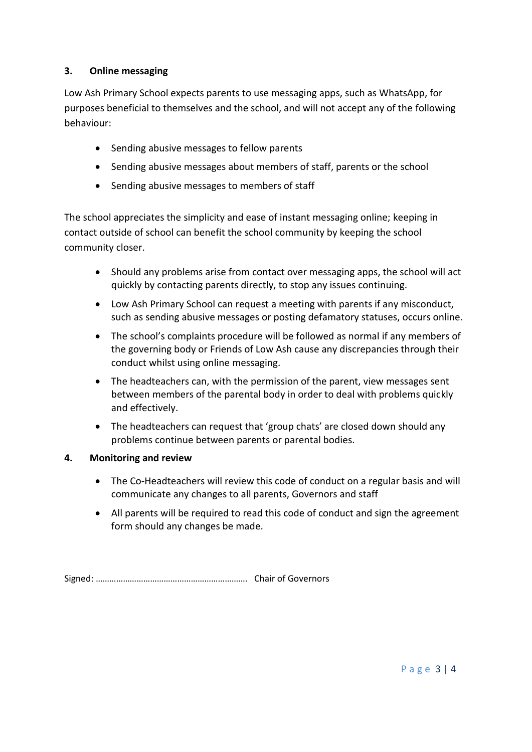## 3. Online messaging

Low Ash Primary School expects parents to use messaging apps, such as WhatsApp, for purposes beneficial to themselves and the school, and will not accept any of the following behaviour:

- Sending abusive messages to fellow parents
- Sending abusive messages about members of staff, parents or the school
- Sending abusive messages to members of staff

The school appreciates the simplicity and ease of instant messaging online; keeping in contact outside of school can benefit the school community by keeping the school community closer.

- Should any problems arise from contact over messaging apps, the school will act quickly by contacting parents directly, to stop any issues continuing.
- Low Ash Primary School can request a meeting with parents if any misconduct, such as sending abusive messages or posting defamatory statuses, occurs online.
- The school's complaints procedure will be followed as normal if any members of the governing body or Friends of Low Ash cause any discrepancies through their conduct whilst using online messaging.
- The headteachers can, with the permission of the parent, view messages sent between members of the parental body in order to deal with problems quickly and effectively.
- The headteachers can request that 'group chats' are closed down should any problems continue between parents or parental bodies.

## 4. Monitoring and review

- The Co-Headteachers will review this code of conduct on a regular basis and will communicate any changes to all parents, Governors and staff
- All parents will be required to read this code of conduct and sign the agreement form should any changes be made.

Signed: ………………………………………………………… Chair of Governors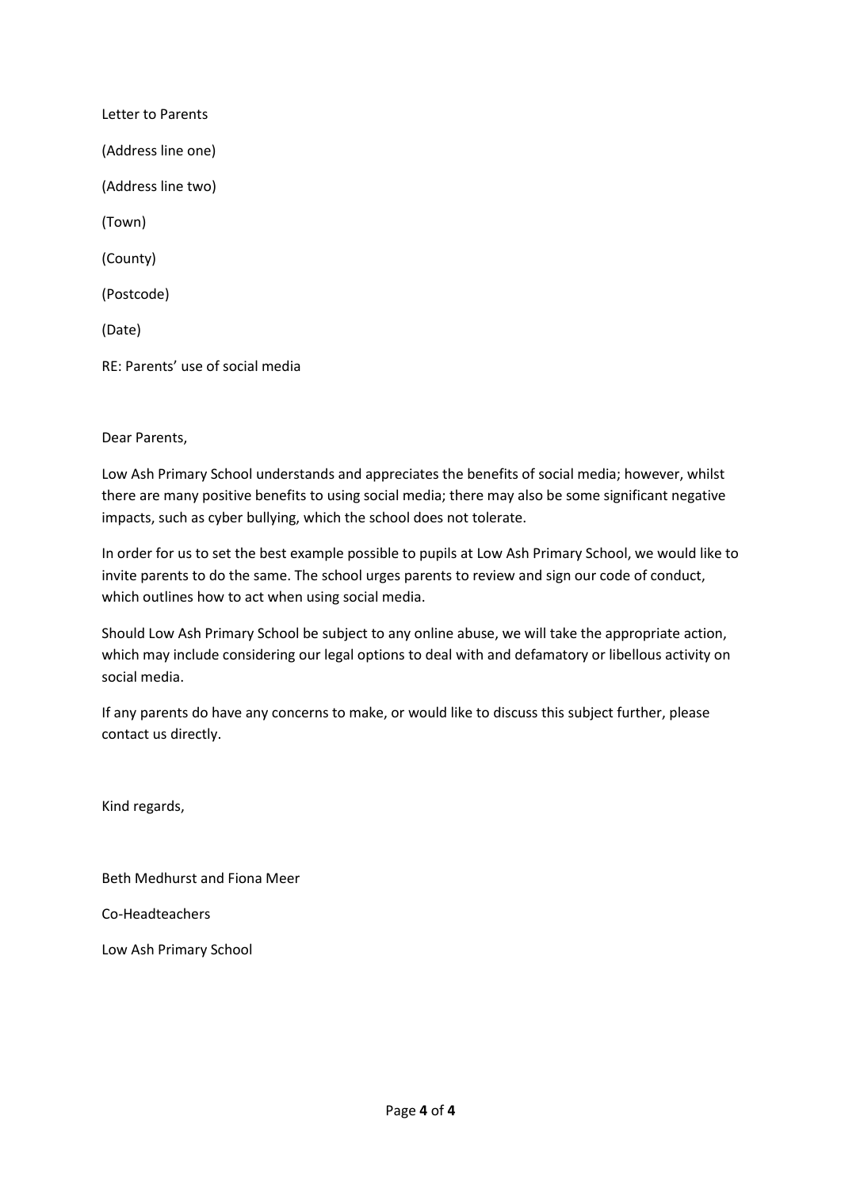Letter to Parents

(Address line one)

(Address line two)

(Town)

(County)

(Postcode)

(Date)

RE: Parents' use of social media

Dear Parents,

Low Ash Primary School understands and appreciates the benefits of social media; however, whilst there are many positive benefits to using social media; there may also be some significant negative impacts, such as cyber bullying, which the school does not tolerate.

In order for us to set the best example possible to pupils at Low Ash Primary School, we would like to invite parents to do the same. The school urges parents to review and sign our code of conduct, which outlines how to act when using social media.

Should Low Ash Primary School be subject to any online abuse, we will take the appropriate action, which may include considering our legal options to deal with and defamatory or libellous activity on social media.

If any parents do have any concerns to make, or would like to discuss this subject further, please contact us directly.

Kind regards,

Beth Medhurst and Fiona Meer

Co-Headteachers

Low Ash Primary School